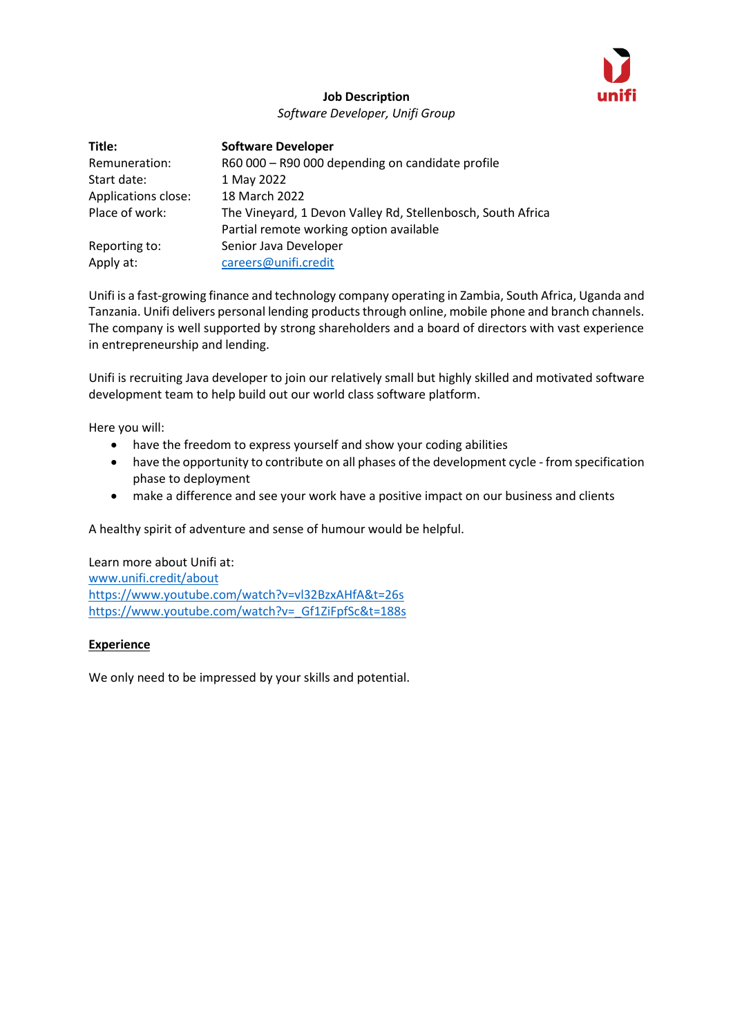**Job Description**

*Software Developer, Unifi Group*

| **Title:** | **Software Developer** |
|---|---|
| Remuneration: | R60 000 – R90 000 depending on candidate profile |
| Start date: | 1 May 2022 |
| Applications close: | 18 March 2022 |
| Place of work: | The Vineyard, 1 Devon Valley Rd, Stellenbosch, South Africa<br>Partial remote working option available |
| Reporting to: | Senior Java Developer |
| Apply at: | [careers@unifi.credit](mailto:careers@unifi.credit) |

Unifi is a fast-growing finance and technology company operating in Zambia, South Africa, Uganda and Tanzania. Unifi delivers personal lending products through online, mobile phone and branch channels. The company is well supported by strong shareholders and a board of directors with vast experience in entrepreneurship and lending.

Unifi is recruiting Java developer to join our relatively small but highly skilled and motivated software development team to help build out our world class software platform.

Here you will:

- have the freedom to express yourself and show your coding abilities
- have the opportunity to contribute on all phases of the development cycle - from specification phase to deployment
- make a difference and see your work have a positive impact on our business and clients

A healthy spirit of adventure and sense of humour would be helpful.

Learn more about Unifi at:
www.unifi.credit/about
https://www.youtube.com/watch?v=vl32BzxAHfA&t=26s
https://www.youtube.com/watch?v=_Gf1ZiFpfSc&t=188s

**Experience**

We only need to be impressed by your skills and potential.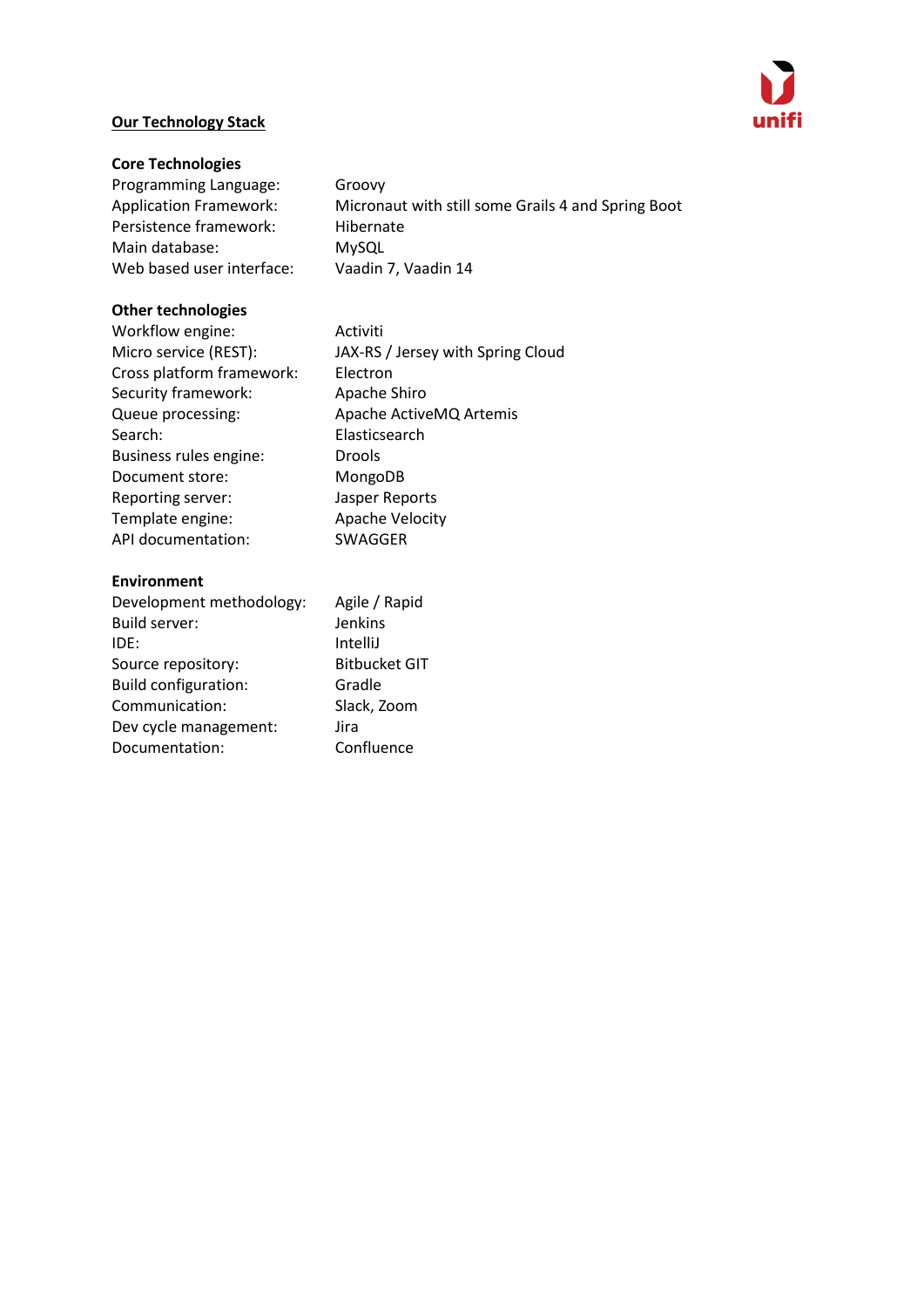**Our Technology Stack**

**Core Technologies**

| | |
|---|---|
| Programming Language: | Groovy |
| Application Framework: | Micronaut with still some Grails 4 and Spring Boot |
| Persistence framework: | Hibernate |
| Main database: | MySQL |
| Web based user interface: | Vaadin 7, Vaadin 14 |

**Other technologies**

| | |
|---|---|
| Workflow engine: | Activiti |
| Micro service (REST): | JAX-RS / Jersey with Spring Cloud |
| Cross platform framework: | Electron |
| Security framework: | Apache Shiro |
| Queue processing: | Apache ActiveMQ Artemis |
| Search: | Elasticsearch |
| Business rules engine: | Drools |
| Document store: | MongoDB |
| Reporting server: | Jasper Reports |
| Template engine: | Apache Velocity |
| API documentation: | SWAGGER |

**Environment**

| | |
|---|---|
| Development methodology: | Agile / Rapid |
| Build server: | Jenkins |
| IDE: | IntelliJ |
| Source repository: | Bitbucket GIT |
| Build configuration: | Gradle |
| Communication: | Slack, Zoom |
| Dev cycle management: | Jira |
| Documentation: | Confluence |